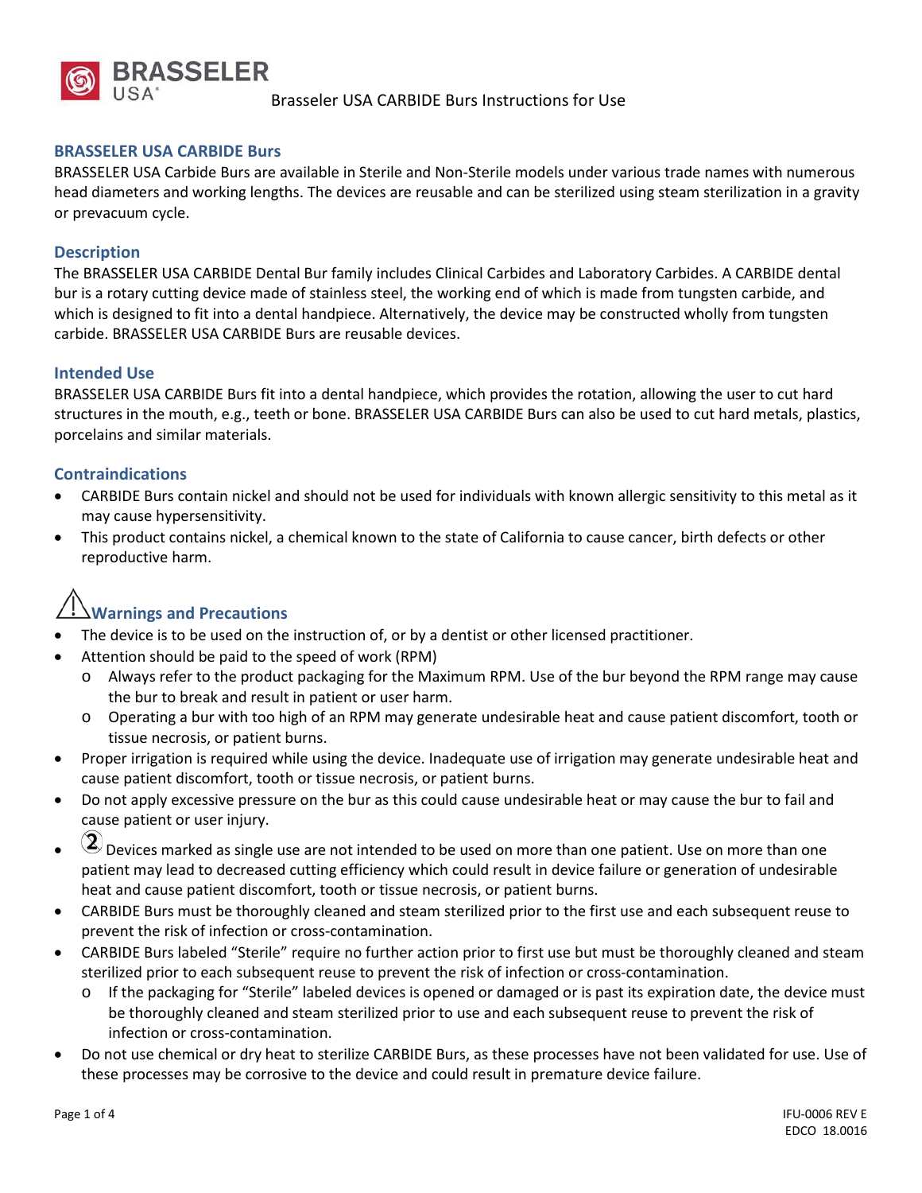# Brasseler USA CARBIDE Burs Instructions for Use

## BRASSELER USA CARBIDE Burs

BRASSELER USA Carbide Burs are available in Sterile and Non-Sterile models under various trade names with numerous head diameters and working lengths. The devices are reusable and can be sterilized using steam sterilization in a gravity or prevacuum cycle.

## Description

The BRASSELER USA CARBIDE Dental Bur family includes Clinical Carbides and Laboratory Carbides. A CARBIDE dental bur is a rotary cutting device made of stainless steel, the working end of which is made from tungsten carbide, and which is designed to fit into a dental handpiece. Alternatively, the device may be constructed wholly from tungsten carbide. BRASSELER USA CARBIDE Burs are reusable devices.

## Intended Use

BRASSELER USA CARBIDE Burs fit into a dental handpiece, which provides the rotation, allowing the user to cut hard structures in the mouth, e.g., teeth or bone. BRASSELER USA CARBIDE Burs can also be used to cut hard metals, plastics, porcelains and similar materials.

## Contraindications

- CARBIDE Burs contain nickel and should not be used for individuals with known allergic sensitivity to this metal as it may cause hypersensitivity.
- This product contains nickel, a chemical known to the state of California to cause cancer, birth defects or other reproductive harm.

## ⚠ Warnings and Precautions

- The device is to be used on the instruction of, or by a dentist or other licensed practitioner.
- Attention should be paid to the speed of work (RPM)
  - Always refer to the product packaging for the Maximum RPM. Use of the bur beyond the RPM range may cause the bur to break and result in patient or user harm.
  - Operating a bur with too high of an RPM may generate undesirable heat and cause patient discomfort, tooth or tissue necrosis, or patient burns.
- Proper irrigation is required while using the device. Inadequate use of irrigation may generate undesirable heat and cause patient discomfort, tooth or tissue necrosis, or patient burns.
- Do not apply excessive pressure on the bur as this could cause undesirable heat or may cause the bur to fail and cause patient or user injury.
- ② Devices marked as single use are not intended to be used on more than one patient. Use on more than one patient may lead to decreased cutting efficiency which could result in device failure or generation of undesirable heat and cause patient discomfort, tooth or tissue necrosis, or patient burns.
- CARBIDE Burs must be thoroughly cleaned and steam sterilized prior to the first use and each subsequent reuse to prevent the risk of infection or cross-contamination.
- CARBIDE Burs labeled "Sterile" require no further action prior to first use but must be thoroughly cleaned and steam sterilized prior to each subsequent reuse to prevent the risk of infection or cross-contamination.
  - If the packaging for "Sterile" labeled devices is opened or damaged or is past its expiration date, the device must be thoroughly cleaned and steam sterilized prior to use and each subsequent reuse to prevent the risk of infection or cross-contamination.
- Do not use chemical or dry heat to sterilize CARBIDE Burs, as these processes have not been validated for use. Use of these processes may be corrosive to the device and could result in premature device failure.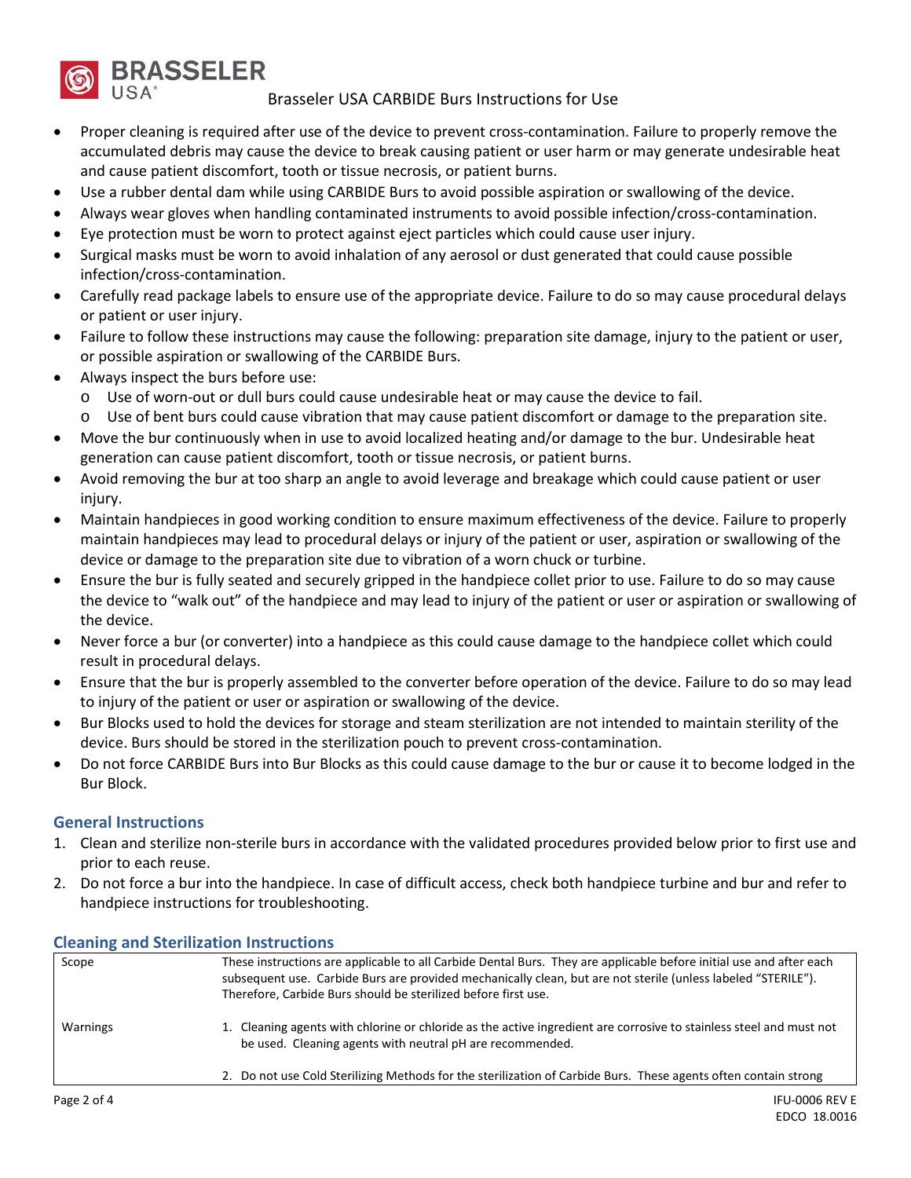- Proper cleaning is required after use of the device to prevent cross-contamination. Failure to properly remove the accumulated debris may cause the device to break causing patient or user harm or may generate undesirable heat and cause patient discomfort, tooth or tissue necrosis, or patient burns.
- Use a rubber dental dam while using CARBIDE Burs to avoid possible aspiration or swallowing of the device.
- Always wear gloves when handling contaminated instruments to avoid possible infection/cross-contamination.
- Eye protection must be worn to protect against eject particles which could cause user injury.
- Surgical masks must be worn to avoid inhalation of any aerosol or dust generated that could cause possible infection/cross-contamination.
- Carefully read package labels to ensure use of the appropriate device. Failure to do so may cause procedural delays or patient or user injury.
- Failure to follow these instructions may cause the following: preparation site damage, injury to the patient or user, or possible aspiration or swallowing of the CARBIDE Burs.
- Always inspect the burs before use:
  - Use of worn-out or dull burs could cause undesirable heat or may cause the device to fail.
  - Use of bent burs could cause vibration that may cause patient discomfort or damage to the preparation site.
- Move the bur continuously when in use to avoid localized heating and/or damage to the bur. Undesirable heat generation can cause patient discomfort, tooth or tissue necrosis, or patient burns.
- Avoid removing the bur at too sharp an angle to avoid leverage and breakage which could cause patient or user injury.
- Maintain handpieces in good working condition to ensure maximum effectiveness of the device. Failure to properly maintain handpieces may lead to procedural delays or injury of the patient or user, aspiration or swallowing of the device or damage to the preparation site due to vibration of a worn chuck or turbine.
- Ensure the bur is fully seated and securely gripped in the handpiece collet prior to use. Failure to do so may cause the device to "walk out" of the handpiece and may lead to injury of the patient or user or aspiration or swallowing of the device.
- Never force a bur (or converter) into a handpiece as this could cause damage to the handpiece collet which could result in procedural delays.
- Ensure that the bur is properly assembled to the converter before operation of the device. Failure to do so may lead to injury of the patient or user or aspiration or swallowing of the device.
- Bur Blocks used to hold the devices for storage and steam sterilization are not intended to maintain sterility of the device. Burs should be stored in the sterilization pouch to prevent cross-contamination.
- Do not force CARBIDE Burs into Bur Blocks as this could cause damage to the bur or cause it to become lodged in the Bur Block.

## General Instructions

1. Clean and sterilize non-sterile burs in accordance with the validated procedures provided below prior to first use and prior to each reuse.
2. Do not force a bur into the handpiece. In case of difficult access, check both handpiece turbine and bur and refer to handpiece instructions for troubleshooting.

## Cleaning and Sterilization Instructions

| | |
|---|---|
| Scope | These instructions are applicable to all Carbide Dental Burs. They are applicable before initial use and after each subsequent use. Carbide Burs are provided mechanically clean, but are not sterile (unless labeled "STERILE"). Therefore, Carbide Burs should be sterilized before first use. |
| Warnings | 1. Cleaning agents with chlorine or chloride as the active ingredient are corrosive to stainless steel and must not be used. Cleaning agents with neutral pH are recommended.<br><br>2. Do not use Cold Sterilizing Methods for the sterilization of Carbide Burs. These agents often contain strong |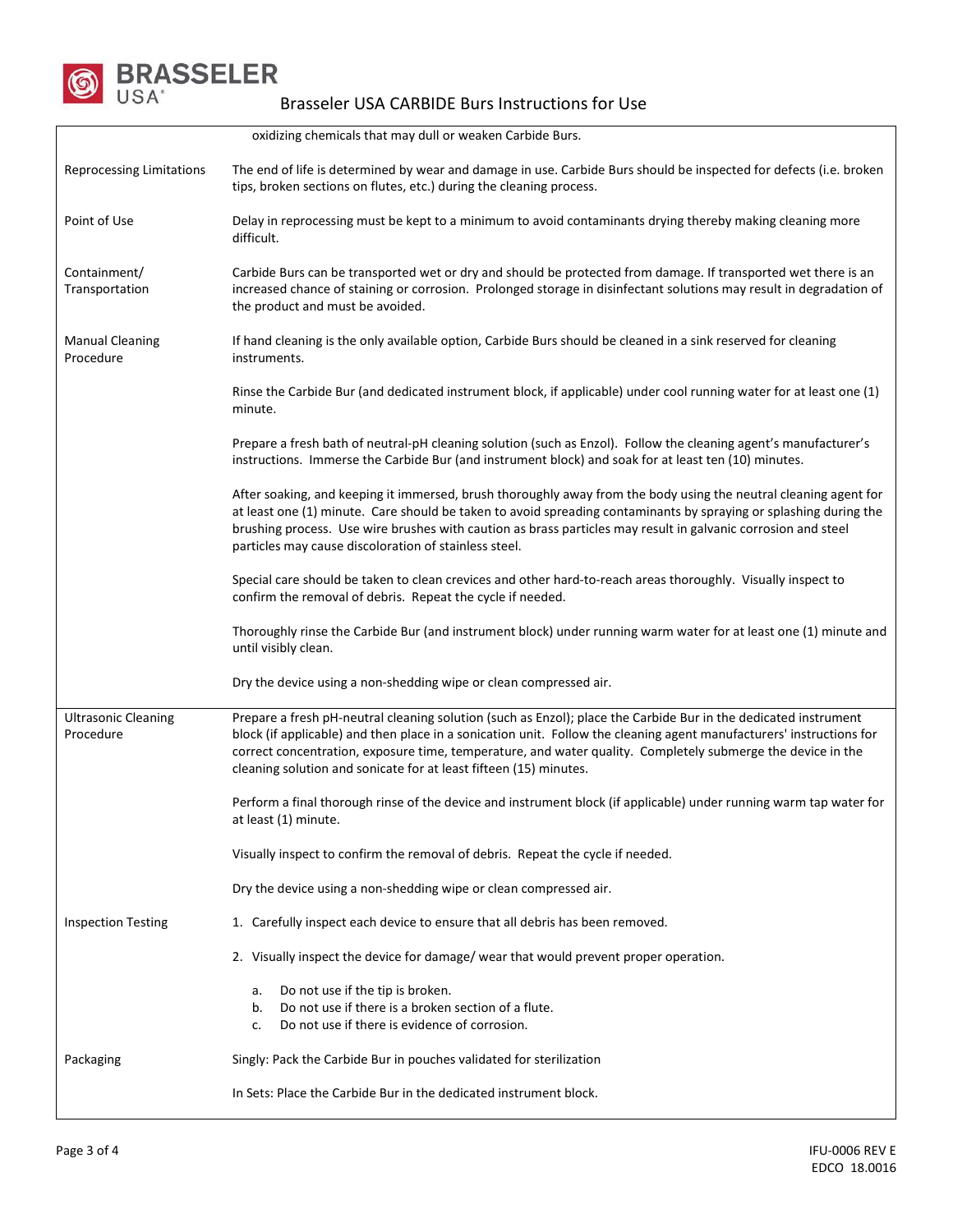| | |
|---|---|
| | oxidizing chemicals that may dull or weaken Carbide Burs. |
| Reprocessing Limitations | The end of life is determined by wear and damage in use. Carbide Burs should be inspected for defects (i.e. broken tips, broken sections on flutes, etc.) during the cleaning process. |
| Point of Use | Delay in reprocessing must be kept to a minimum to avoid contaminants drying thereby making cleaning more difficult. |
| Containment/ Transportation | Carbide Burs can be transported wet or dry and should be protected from damage. If transported wet there is an increased chance of staining or corrosion. Prolonged storage in disinfectant solutions may result in degradation of the product and must be avoided. |
| Manual Cleaning Procedure | If hand cleaning is the only available option, Carbide Burs should be cleaned in a sink reserved for cleaning instruments.<br><br>Rinse the Carbide Bur (and dedicated instrument block, if applicable) under cool running water for at least one (1) minute.<br><br>Prepare a fresh bath of neutral-pH cleaning solution (such as Enzol). Follow the cleaning agent's manufacturer's instructions. Immerse the Carbide Bur (and instrument block) and soak for at least ten (10) minutes.<br><br>After soaking, and keeping it immersed, brush thoroughly away from the body using the neutral cleaning agent for at least one (1) minute. Care should be taken to avoid spreading contaminants by spraying or splashing during the brushing process. Use wire brushes with caution as brass particles may result in galvanic corrosion and steel particles may cause discoloration of stainless steel.<br><br>Special care should be taken to clean crevices and other hard-to-reach areas thoroughly. Visually inspect to confirm the removal of debris. Repeat the cycle if needed.<br><br>Thoroughly rinse the Carbide Bur (and instrument block) under running warm water for at least one (1) minute and until visibly clean.<br><br>Dry the device using a non-shedding wipe or clean compressed air. |
| Ultrasonic Cleaning Procedure | Prepare a fresh pH-neutral cleaning solution (such as Enzol); place the Carbide Bur in the dedicated instrument block (if applicable) and then place in a sonication unit. Follow the cleaning agent manufacturers' instructions for correct concentration, exposure time, temperature, and water quality. Completely submerge the device in the cleaning solution and sonicate for at least fifteen (15) minutes.<br><br>Perform a final thorough rinse of the device and instrument block (if applicable) under running warm tap water for at least (1) minute.<br><br>Visually inspect to confirm the removal of debris. Repeat the cycle if needed.<br><br>Dry the device using a non-shedding wipe or clean compressed air. |
| Inspection Testing | 1. Carefully inspect each device to ensure that all debris has been removed.<br><br>2. Visually inspect the device for damage/ wear that would prevent proper operation.<br><br>a. Do not use if the tip is broken.<br>b. Do not use if there is a broken section of a flute.<br>c. Do not use if there is evidence of corrosion. |
| Packaging | Singly: Pack the Carbide Bur in pouches validated for sterilization<br><br>In Sets: Place the Carbide Bur in the dedicated instrument block. |

IFU-0006 REV E
EDCO 18.0016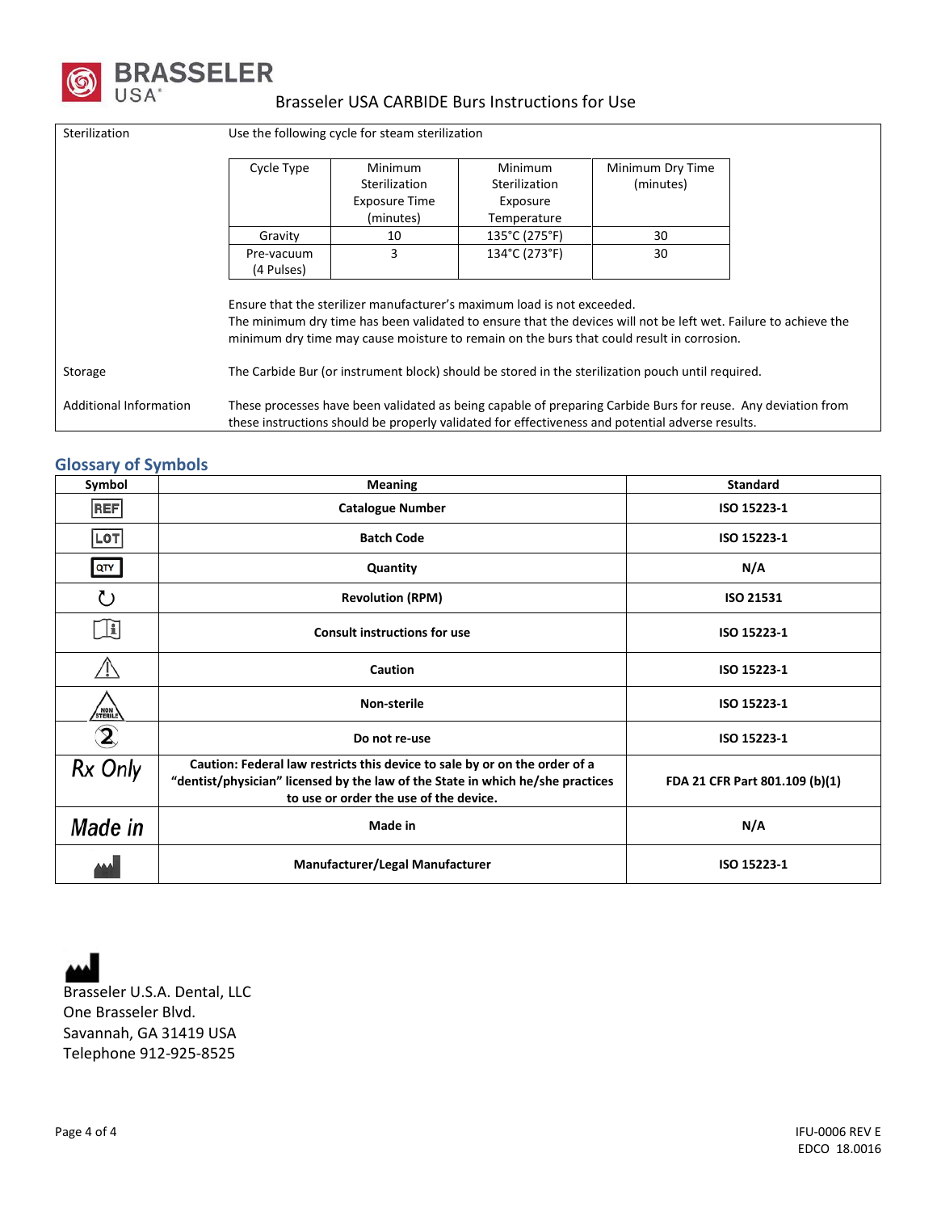| | |
|---|---|
| Sterilization | Use the following cycle for steam sterilization |

| Cycle Type | Minimum Sterilization Exposure Time (minutes) | Minimum Sterilization Exposure Temperature | Minimum Dry Time (minutes) |
|---|---|---|---|
| Gravity | 10 | 135°C (275°F) | 30 |
| Pre-vacuum (4 Pulses) | 3 | 134°C (273°F) | 30 |

Ensure that the sterilizer manufacturer's maximum load is not exceeded.
The minimum dry time has been validated to ensure that the devices will not be left wet. Failure to achieve the minimum dry time may cause moisture to remain on the burs that could result in corrosion.

| | |
|---|---|
| Storage | The Carbide Bur (or instrument block) should be stored in the sterilization pouch until required. |
| Additional Information | These processes have been validated as being capable of preparing Carbide Burs for reuse. Any deviation from these instructions should be properly validated for effectiveness and potential adverse results. |

## Glossary of Symbols

| Symbol | Meaning | Standard |
|---|---|---|
| REF | **Catalogue Number** | **ISO 15223-1** |
| LOT | **Batch Code** | **ISO 15223-1** |
| QTY | **Quantity** | **N/A** |
| ↻ | **Revolution (RPM)** | **ISO 21531** |
| | **Consult instructions for use** | **ISO 15223-1** |
| ⚠ | **Caution** | **ISO 15223-1** |
| NON STERILE | **Non-sterile** | **ISO 15223-1** |
| ② | **Do not re-use** | **ISO 15223-1** |
| *Rx Only* | **Caution: Federal law restricts this device to sale by or on the order of a "dentist/physician" licensed by the law of the State in which he/she practices to use or order the use of the device.** | **FDA 21 CFR Part 801.109 (b)(1)** |
| *Made in* | **Made in** | **N/A** |
| | **Manufacturer/Legal Manufacturer** | **ISO 15223-1** |

Brasseler U.S.A. Dental, LLC
One Brasseler Blvd.
Savannah, GA 31419 USA
Telephone 912-925-8525

IFU-0006 REV E
EDCO 18.0016